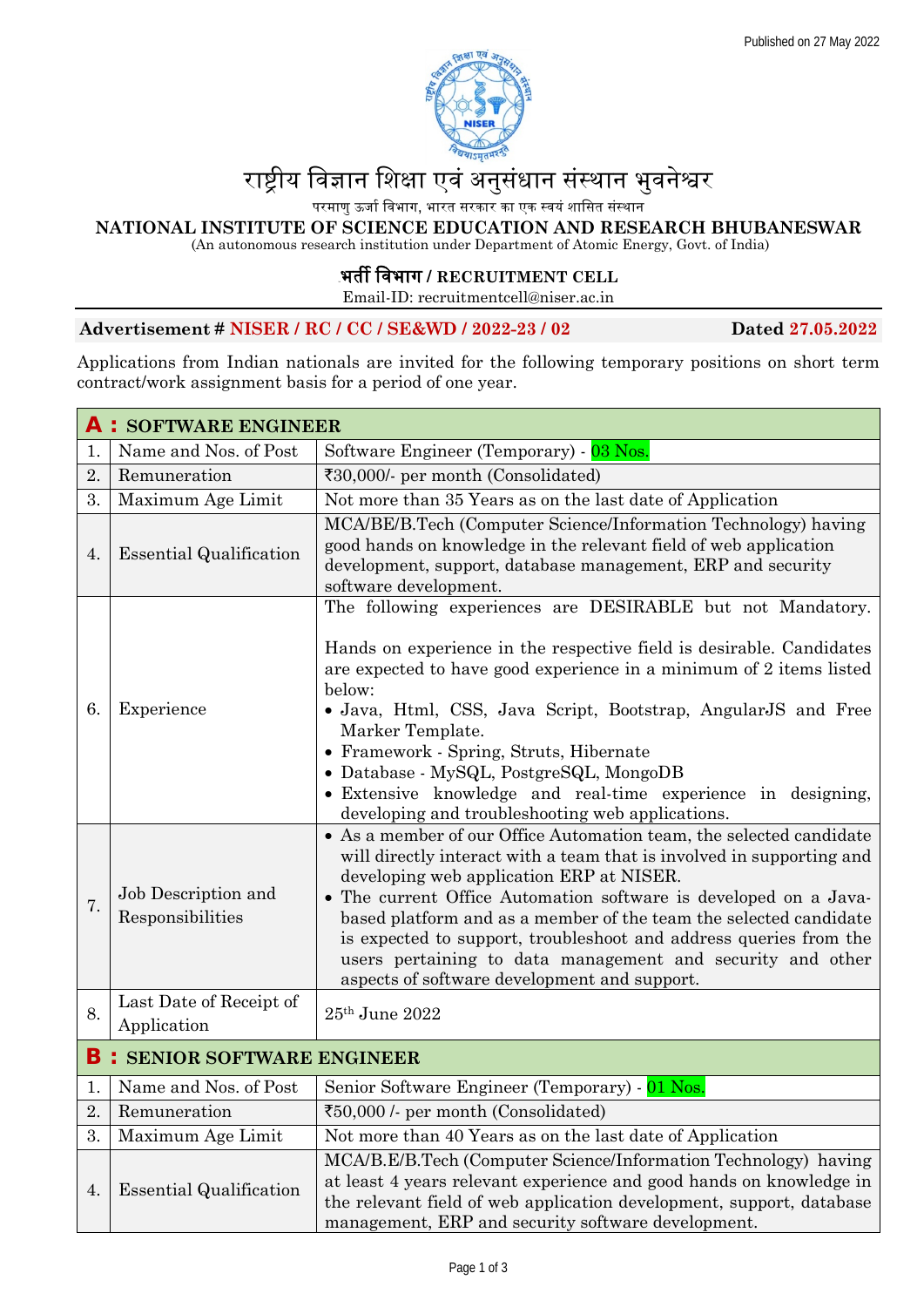Published on 27 May 2022

# राष्ट्रीय विज्ञान शिक्षा एवं अनुसंधान संस्थान भुवनेश्वर

परमाणु ऊर्जा विभाग, भारत सरकार का एक स्वयं शासित संस्थान

## NATIONAL INSTITUTE OF SCIENCE EDUCATION AND RESEARCH BHUBANESWAR

(An autonomous research institution under Department of Atomic Energy, Govt. of India)

### भर्ती विभाग / RECRUITMENT CELL

Email-ID: recruitmentcell@niser.ac.in

**Advertisement # NISER / RC / CC / SE&WD / 2022-23 / 02** **Dated 27.05.2022**

Applications from Indian nationals are invited for the following temporary positions on short term contract/work assignment basis for a period of one year.

| **A : SOFTWARE ENGINEER** | | |
|---|---|---|
| 1. | Name and Nos. of Post | Software Engineer (Temporary) - 03 Nos. |
| 2. | Remuneration | ₹30,000/- per month (Consolidated) |
| 3. | Maximum Age Limit | Not more than 35 Years as on the last date of Application |
| 4. | Essential Qualification | MCA/BE/B.Tech (Computer Science/Information Technology) having good hands on knowledge in the relevant field of web application development, support, database management, ERP and security software development. |
| 6. | Experience | The following experiences are DESIRABLE but not Mandatory.<br><br>Hands on experience in the respective field is desirable. Candidates are expected to have good experience in a minimum of 2 items listed below:<br>• Java, Html, CSS, Java Script, Bootstrap, AngularJS and Free Marker Template.<br>• Framework - Spring, Struts, Hibernate<br>• Database - MySQL, PostgreSQL, MongoDB<br>• Extensive knowledge and real-time experience in designing, developing and troubleshooting web applications. |
| 7. | Job Description and Responsibilities | • As a member of our Office Automation team, the selected candidate will directly interact with a team that is involved in supporting and developing web application ERP at NISER.<br>• The current Office Automation software is developed on a Java-based platform and as a member of the team the selected candidate is expected to support, troubleshoot and address queries from the users pertaining to data management and security and other aspects of software development and support. |
| 8. | Last Date of Receipt of Application | 25th June 2022 |
| **B : SENIOR SOFTWARE ENGINEER** | | |
| 1. | Name and Nos. of Post | Senior Software Engineer (Temporary) - 01 Nos. |
| 2. | Remuneration | ₹50,000 /- per month (Consolidated) |
| 3. | Maximum Age Limit | Not more than 40 Years as on the last date of Application |
| 4. | Essential Qualification | MCA/B.E/B.Tech (Computer Science/Information Technology) having at least 4 years relevant experience and good hands on knowledge in the relevant field of web application development, support, database management, ERP and security software development. |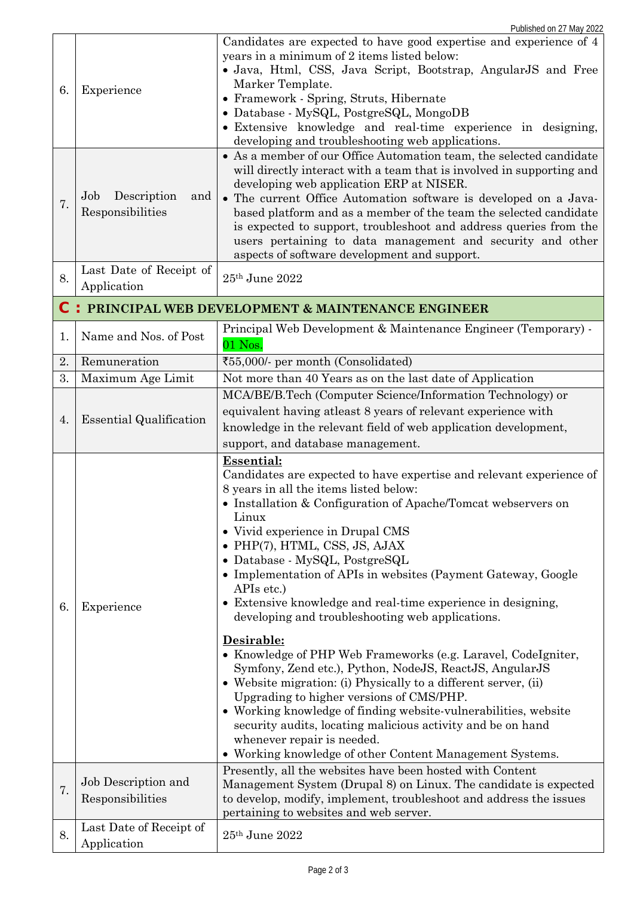Published on 27 May 2022

| | | |
|---|---|---|
| 6. | Experience | Candidates are expected to have good expertise and experience of 4 years in a minimum of 2 items listed below:<br>• Java, Html, CSS, Java Script, Bootstrap, AngularJS and Free Marker Template.<br>• Framework - Spring, Struts, Hibernate<br>• Database - MySQL, PostgreSQL, MongoDB<br>• Extensive knowledge and real-time experience in designing, developing and troubleshooting web applications. |
| 7. | Job Description and Responsibilities | • As a member of our Office Automation team, the selected candidate will directly interact with a team that is involved in supporting and developing web application ERP at NISER.<br>• The current Office Automation software is developed on a Java-based platform and as a member of the team the selected candidate is expected to support, troubleshoot and address queries from the users pertaining to data management and security and other aspects of software development and support. |
| 8. | Last Date of Receipt of Application | 25th June 2022 |

## C : PRINCIPAL WEB DEVELOPMENT & MAINTENANCE ENGINEER

| | | |
|---|---|---|
| 1. | Name and Nos. of Post | Principal Web Development & Maintenance Engineer (Temporary) - 01 Nos. |
| 2. | Remuneration | ₹55,000/- per month (Consolidated) |
| 3. | Maximum Age Limit | Not more than 40 Years as on the last date of Application |
| 4. | Essential Qualification | MCA/BE/B.Tech (Computer Science/Information Technology) or equivalent having atleast 8 years of relevant experience with knowledge in the relevant field of web application development, support, and database management. |
| 6. | Experience | **Essential:**<br>Candidates are expected to have expertise and relevant experience of 8 years in all the items listed below:<br>• Installation & Configuration of Apache/Tomcat webservers on Linux<br>• Vivid experience in Drupal CMS<br>• PHP(7), HTML, CSS, JS, AJAX<br>• Database - MySQL, PostgreSQL<br>• Implementation of APIs in websites (Payment Gateway, Google APIs etc.)<br>• Extensive knowledge and real-time experience in designing, developing and troubleshooting web applications.<br><br>**Desirable:**<br>• Knowledge of PHP Web Frameworks (e.g. Laravel, CodeIgniter, Symfony, Zend etc.), Python, NodeJS, ReactJS, AngularJS<br>• Website migration: (i) Physically to a different server, (ii) Upgrading to higher versions of CMS/PHP.<br>• Working knowledge of finding website-vulnerabilities, website security audits, locating malicious activity and be on hand whenever repair is needed.<br>• Working knowledge of other Content Management Systems. |
| 7. | Job Description and Responsibilities | Presently, all the websites have been hosted with Content Management System (Drupal 8) on Linux. The candidate is expected to develop, modify, implement, troubleshoot and address the issues pertaining to websites and web server. |
| 8. | Last Date of Receipt of Application | 25th June 2022 |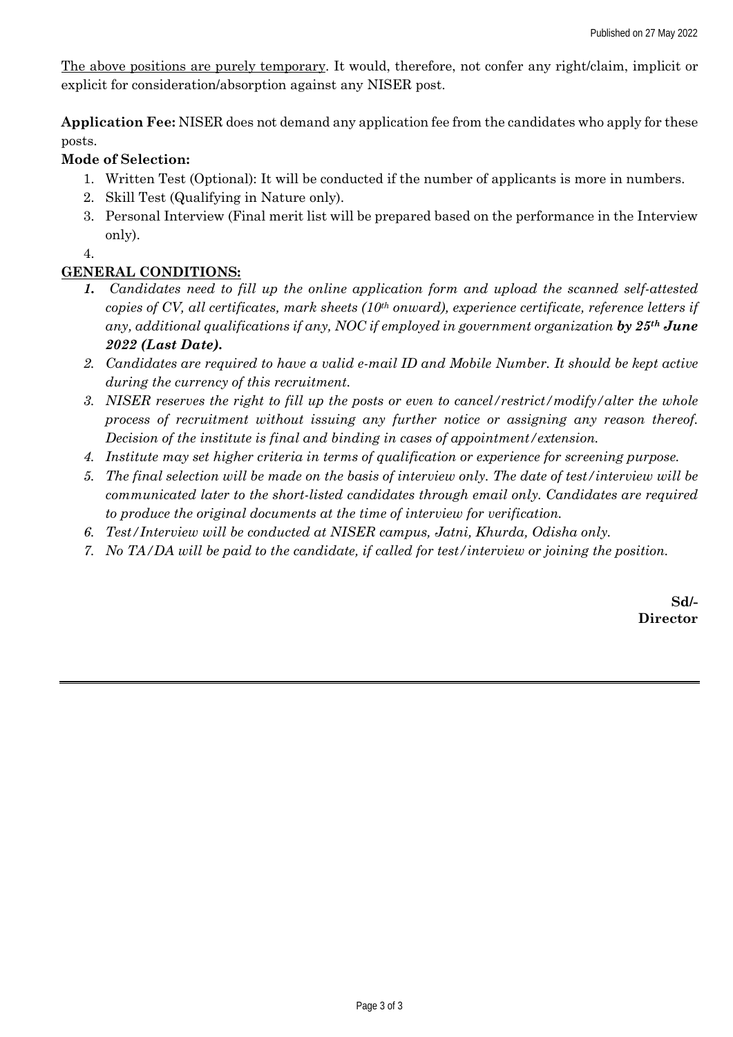<u>The above positions are purely temporary</u>. It would, therefore, not confer any right/claim, implicit or explicit for consideration/absorption against any NISER post.

**Application Fee:** NISER does not demand any application fee from the candidates who apply for these posts.

**Mode of Selection:**

1. Written Test (Optional): It will be conducted if the number of applicants is more in numbers.
2. Skill Test (Qualifying in Nature only).
3. Personal Interview (Final merit list will be prepared based on the performance in the Interview only).
4.

**<u>GENERAL CONDITIONS:</u>**

1. *Candidates need to fill up the online application form and upload the scanned self-attested copies of CV, all certificates, mark sheets (10th onward), experience certificate, reference letters if any, additional qualifications if any, NOC if employed in government organization* ***by 25th June 2022 (Last Date).***
2. *Candidates are required to have a valid e-mail ID and Mobile Number. It should be kept active during the currency of this recruitment.*
3. *NISER reserves the right to fill up the posts or even to cancel/restrict/modify/alter the whole process of recruitment without issuing any further notice or assigning any reason thereof. Decision of the institute is final and binding in cases of appointment/extension.*
4. *Institute may set higher criteria in terms of qualification or experience for screening purpose.*
5. *The final selection will be made on the basis of interview only. The date of test/interview will be communicated later to the short-listed candidates through email only. Candidates are required to produce the original documents at the time of interview for verification.*
6. *Test/Interview will be conducted at NISER campus, Jatni, Khurda, Odisha only.*
7. *No TA/DA will be paid to the candidate, if called for test/interview or joining the position.*

**Sd/-**
**Director**